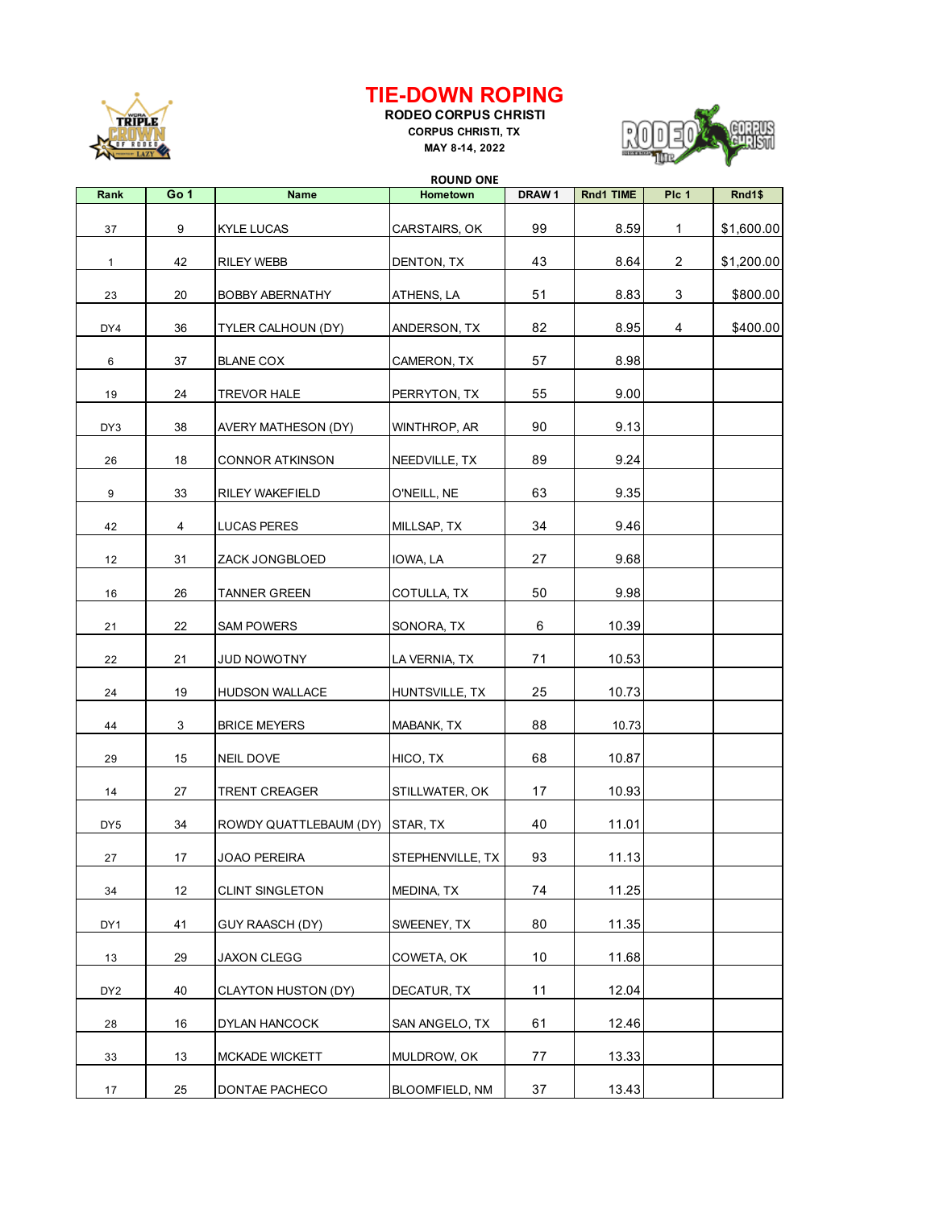# TIE-DOWN ROPING

**RODEO CORPUS CHRISTI**

**CORPUS CHRISTI, TX**

**MAY 8-14, 2022**

**ROUND ONE**

| Rank | Go 1 | Name | Hometown | DRAW 1 | Rnd1 TIME | Plc 1 | Rnd1$ |
|---|---|---|---|---|---|---|---|
| 37 | 9 | KYLE LUCAS | CARSTAIRS, OK | 99 | 8.59 | 1 | $1,600.00 |
| 1 | 42 | RILEY WEBB | DENTON, TX | 43 | 8.64 | 2 | $1,200.00 |
| 23 | 20 | BOBBY ABERNATHY | ATHENS, LA | 51 | 8.83 | 3 | $800.00 |
| DY4 | 36 | TYLER CALHOUN (DY) | ANDERSON, TX | 82 | 8.95 | 4 | $400.00 |
| 6 | 37 | BLANE COX | CAMERON, TX | 57 | 8.98 | | |
| 19 | 24 | TREVOR HALE | PERRYTON, TX | 55 | 9.00 | | |
| DY3 | 38 | AVERY MATHESON (DY) | WINTHROP, AR | 90 | 9.13 | | |
| 26 | 18 | CONNOR ATKINSON | NEEDVILLE, TX | 89 | 9.24 | | |
| 9 | 33 | RILEY WAKEFIELD | O'NEILL, NE | 63 | 9.35 | | |
| 42 | 4 | LUCAS PERES | MILLSAP, TX | 34 | 9.46 | | |
| 12 | 31 | ZACK JONGBLOED | IOWA, LA | 27 | 9.68 | | |
| 16 | 26 | TANNER GREEN | COTULLA, TX | 50 | 9.98 | | |
| 21 | 22 | SAM POWERS | SONORA, TX | 6 | 10.39 | | |
| 22 | 21 | JUD NOWOTNY | LA VERNIA, TX | 71 | 10.53 | | |
| 24 | 19 | HUDSON WALLACE | HUNTSVILLE, TX | 25 | 10.73 | | |
| 44 | 3 | BRICE MEYERS | MABANK, TX | 88 | 10.73 | | |
| 29 | 15 | NEIL DOVE | HICO, TX | 68 | 10.87 | | |
| 14 | 27 | TRENT CREAGER | STILLWATER, OK | 17 | 10.93 | | |
| DY5 | 34 | ROWDY QUATTLEBAUM (DY) | STAR, TX | 40 | 11.01 | | |
| 27 | 17 | JOAO PEREIRA | STEPHENVILLE, TX | 93 | 11.13 | | |
| 34 | 12 | CLINT SINGLETON | MEDINA, TX | 74 | 11.25 | | |
| DY1 | 41 | GUY RAASCH (DY) | SWEENEY, TX | 80 | 11.35 | | |
| 13 | 29 | JAXON CLEGG | COWETA, OK | 10 | 11.68 | | |
| DY2 | 40 | CLAYTON HUSTON (DY) | DECATUR, TX | 11 | 12.04 | | |
| 28 | 16 | DYLAN HANCOCK | SAN ANGELO, TX | 61 | 12.46 | | |
| 33 | 13 | MCKADE WICKETT | MULDROW, OK | 77 | 13.33 | | |
| 17 | 25 | DONTAE PACHECO | BLOOMFIELD, NM | 37 | 13.43 | | |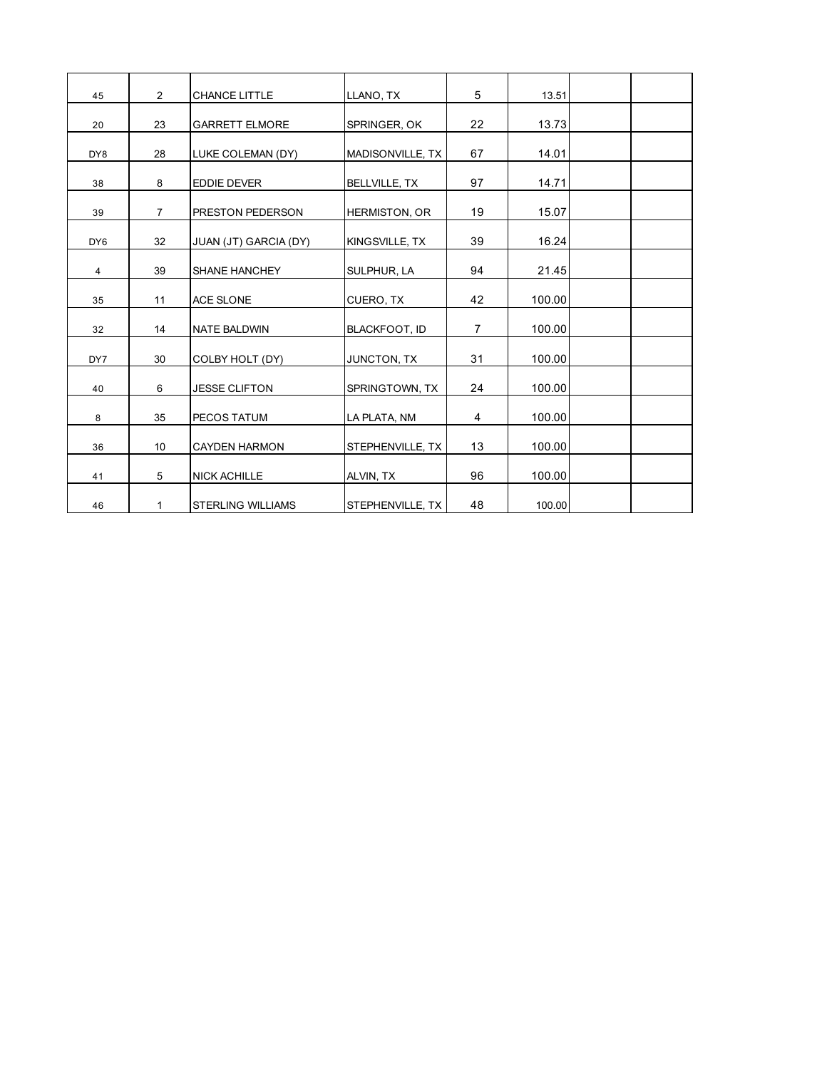| | | | | | | | |
|---|---|---|---|---|---|---|---|
| 45 | 2 | CHANCE LITTLE | LLANO, TX | 5 | 13.51 | | |
| 20 | 23 | GARRETT ELMORE | SPRINGER, OK | 22 | 13.73 | | |
| DY8 | 28 | LUKE COLEMAN (DY) | MADISONVILLE, TX | 67 | 14.01 | | |
| 38 | 8 | EDDIE DEVER | BELLVILLE, TX | 97 | 14.71 | | |
| 39 | 7 | PRESTON PEDERSON | HERMISTON, OR | 19 | 15.07 | | |
| DY6 | 32 | JUAN (JT) GARCIA (DY) | KINGSVILLE, TX | 39 | 16.24 | | |
| 4 | 39 | SHANE HANCHEY | SULPHUR, LA | 94 | 21.45 | | |
| 35 | 11 | ACE SLONE | CUERO, TX | 42 | 100.00 | | |
| 32 | 14 | NATE BALDWIN | BLACKFOOT, ID | 7 | 100.00 | | |
| DY7 | 30 | COLBY HOLT (DY) | JUNCTON, TX | 31 | 100.00 | | |
| 40 | 6 | JESSE CLIFTON | SPRINGTOWN, TX | 24 | 100.00 | | |
| 8 | 35 | PECOS TATUM | LA PLATA, NM | 4 | 100.00 | | |
| 36 | 10 | CAYDEN HARMON | STEPHENVILLE, TX | 13 | 100.00 | | |
| 41 | 5 | NICK ACHILLE | ALVIN, TX | 96 | 100.00 | | |
| 46 | 1 | STERLING WILLIAMS | STEPHENVILLE, TX | 48 | 100.00 | | |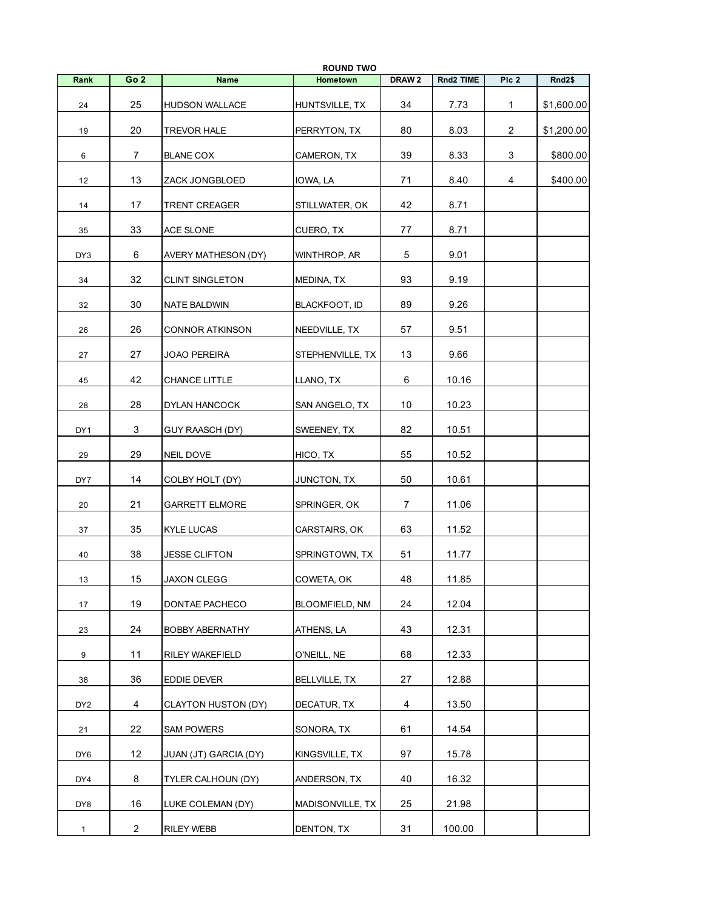**ROUND TWO**

| Rank | Go 2 | Name | Hometown | DRAW 2 | Rnd2 TIME | Plc 2 | Rnd2$ |
|---|---|---|---|---|---|---|---|
| 24 | 25 | HUDSON WALLACE | HUNTSVILLE, TX | 34 | 7.73 | 1 | $1,600.00 |
| 19 | 20 | TREVOR HALE | PERRYTON, TX | 80 | 8.03 | 2 | $1,200.00 |
| 6 | 7 | BLANE COX | CAMERON, TX | 39 | 8.33 | 3 | $800.00 |
| 12 | 13 | ZACK JONGBLOED | IOWA, LA | 71 | 8.40 | 4 | $400.00 |
| 14 | 17 | TRENT CREAGER | STILLWATER, OK | 42 | 8.71 | | |
| 35 | 33 | ACE SLONE | CUERO, TX | 77 | 8.71 | | |
| DY3 | 6 | AVERY MATHESON (DY) | WINTHROP, AR | 5 | 9.01 | | |
| 34 | 32 | CLINT SINGLETON | MEDINA, TX | 93 | 9.19 | | |
| 32 | 30 | NATE BALDWIN | BLACKFOOT, ID | 89 | 9.26 | | |
| 26 | 26 | CONNOR ATKINSON | NEEDVILLE, TX | 57 | 9.51 | | |
| 27 | 27 | JOAO PEREIRA | STEPHENVILLE, TX | 13 | 9.66 | | |
| 45 | 42 | CHANCE LITTLE | LLANO, TX | 6 | 10.16 | | |
| 28 | 28 | DYLAN HANCOCK | SAN ANGELO, TX | 10 | 10.23 | | |
| DY1 | 3 | GUY RAASCH (DY) | SWEENEY, TX | 82 | 10.51 | | |
| 29 | 29 | NEIL DOVE | HICO, TX | 55 | 10.52 | | |
| DY7 | 14 | COLBY HOLT (DY) | JUNCTON, TX | 50 | 10.61 | | |
| 20 | 21 | GARRETT ELMORE | SPRINGER, OK | 7 | 11.06 | | |
| 37 | 35 | KYLE LUCAS | CARSTAIRS, OK | 63 | 11.52 | | |
| 40 | 38 | JESSE CLIFTON | SPRINGTOWN, TX | 51 | 11.77 | | |
| 13 | 15 | JAXON CLEGG | COWETA, OK | 48 | 11.85 | | |
| 17 | 19 | DONTAE PACHECO | BLOOMFIELD, NM | 24 | 12.04 | | |
| 23 | 24 | BOBBY ABERNATHY | ATHENS, LA | 43 | 12.31 | | |
| 9 | 11 | RILEY WAKEFIELD | O'NEILL, NE | 68 | 12.33 | | |
| 38 | 36 | EDDIE DEVER | BELLVILLE, TX | 27 | 12.88 | | |
| DY2 | 4 | CLAYTON HUSTON (DY) | DECATUR, TX | 4 | 13.50 | | |
| 21 | 22 | SAM POWERS | SONORA, TX | 61 | 14.54 | | |
| DY6 | 12 | JUAN (JT) GARCIA (DY) | KINGSVILLE, TX | 97 | 15.78 | | |
| DY4 | 8 | TYLER CALHOUN (DY) | ANDERSON, TX | 40 | 16.32 | | |
| DY8 | 16 | LUKE COLEMAN (DY) | MADISONVILLE, TX | 25 | 21.98 | | |
| 1 | 2 | RILEY WEBB | DENTON, TX | 31 | 100.00 | | |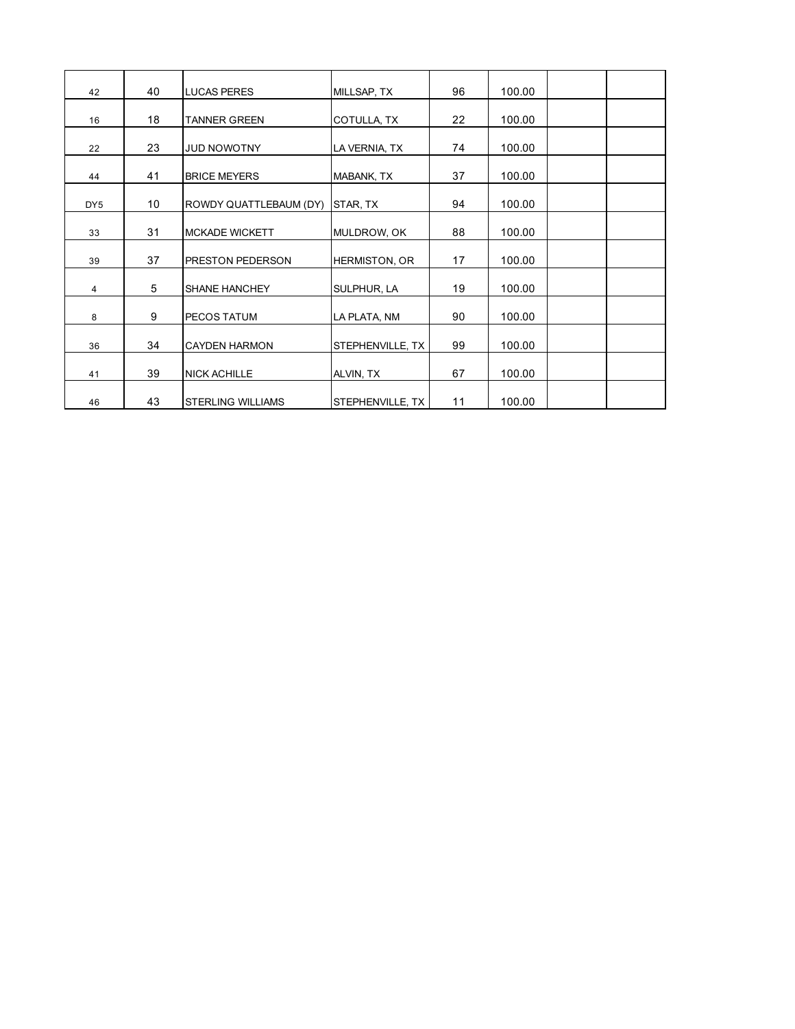| | | | | | | | |
|---|---|---|---|---|---|---|---|
| 42 | 40 | LUCAS PERES | MILLSAP, TX | 96 | 100.00 | | |
| 16 | 18 | TANNER GREEN | COTULLA, TX | 22 | 100.00 | | |
| 22 | 23 | JUD NOWOTNY | LA VERNIA, TX | 74 | 100.00 | | |
| 44 | 41 | BRICE MEYERS | MABANK, TX | 37 | 100.00 | | |
| DY5 | 10 | ROWDY QUATTLEBAUM (DY) | STAR, TX | 94 | 100.00 | | |
| 33 | 31 | MCKADE WICKETT | MULDROW, OK | 88 | 100.00 | | |
| 39 | 37 | PRESTON PEDERSON | HERMISTON, OR | 17 | 100.00 | | |
| 4 | 5 | SHANE HANCHEY | SULPHUR, LA | 19 | 100.00 | | |
| 8 | 9 | PECOS TATUM | LA PLATA, NM | 90 | 100.00 | | |
| 36 | 34 | CAYDEN HARMON | STEPHENVILLE, TX | 99 | 100.00 | | |
| 41 | 39 | NICK ACHILLE | ALVIN, TX | 67 | 100.00 | | |
| 46 | 43 | STERLING WILLIAMS | STEPHENVILLE, TX | 11 | 100.00 | | |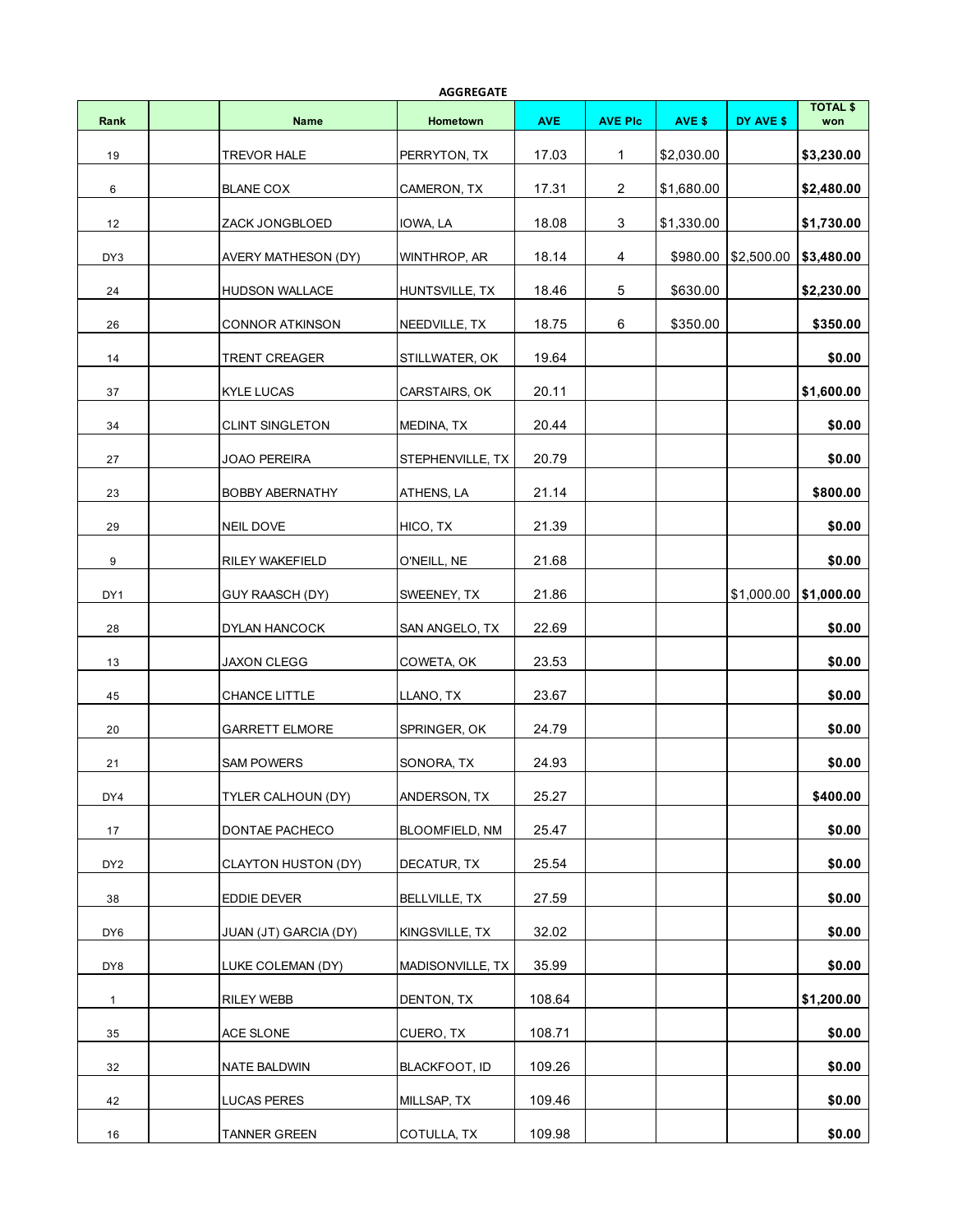**AGGREGATE**

| Rank | | Name | Hometown | AVE | AVE Plc | AVE $ | DY AVE $ | TOTAL $ won |
|---|---|---|---|---|---|---|---|---|
| 19 | | TREVOR HALE | PERRYTON, TX | 17.03 | 1 | $2,030.00 | | **$3,230.00** |
| 6 | | BLANE COX | CAMERON, TX | 17.31 | 2 | $1,680.00 | | **$2,480.00** |
| 12 | | ZACK JONGBLOED | IOWA, LA | 18.08 | 3 | $1,330.00 | | **$1,730.00** |
| DY3 | | AVERY MATHESON (DY) | WINTHROP, AR | 18.14 | 4 | $980.00 | $2,500.00 | **$3,480.00** |
| 24 | | HUDSON WALLACE | HUNTSVILLE, TX | 18.46 | 5 | $630.00 | | **$2,230.00** |
| 26 | | CONNOR ATKINSON | NEEDVILLE, TX | 18.75 | 6 | $350.00 | | **$350.00** |
| 14 | | TRENT CREAGER | STILLWATER, OK | 19.64 | | | | **$0.00** |
| 37 | | KYLE LUCAS | CARSTAIRS, OK | 20.11 | | | | **$1,600.00** |
| 34 | | CLINT SINGLETON | MEDINA, TX | 20.44 | | | | **$0.00** |
| 27 | | JOAO PEREIRA | STEPHENVILLE, TX | 20.79 | | | | **$0.00** |
| 23 | | BOBBY ABERNATHY | ATHENS, LA | 21.14 | | | | **$800.00** |
| 29 | | NEIL DOVE | HICO, TX | 21.39 | | | | **$0.00** |
| 9 | | RILEY WAKEFIELD | O'NEILL, NE | 21.68 | | | | **$0.00** |
| DY1 | | GUY RAASCH (DY) | SWEENEY, TX | 21.86 | | | $1,000.00 | **$1,000.00** |
| 28 | | DYLAN HANCOCK | SAN ANGELO, TX | 22.69 | | | | **$0.00** |
| 13 | | JAXON CLEGG | COWETA, OK | 23.53 | | | | **$0.00** |
| 45 | | CHANCE LITTLE | LLANO, TX | 23.67 | | | | **$0.00** |
| 20 | | GARRETT ELMORE | SPRINGER, OK | 24.79 | | | | **$0.00** |
| 21 | | SAM POWERS | SONORA, TX | 24.93 | | | | **$0.00** |
| DY4 | | TYLER CALHOUN (DY) | ANDERSON, TX | 25.27 | | | | **$400.00** |
| 17 | | DONTAE PACHECO | BLOOMFIELD, NM | 25.47 | | | | **$0.00** |
| DY2 | | CLAYTON HUSTON (DY) | DECATUR, TX | 25.54 | | | | **$0.00** |
| 38 | | EDDIE DEVER | BELLVILLE, TX | 27.59 | | | | **$0.00** |
| DY6 | | JUAN (JT) GARCIA (DY) | KINGSVILLE, TX | 32.02 | | | | **$0.00** |
| DY8 | | LUKE COLEMAN (DY) | MADISONVILLE, TX | 35.99 | | | | **$0.00** |
| 1 | | RILEY WEBB | DENTON, TX | 108.64 | | | | **$1,200.00** |
| 35 | | ACE SLONE | CUERO, TX | 108.71 | | | | **$0.00** |
| 32 | | NATE BALDWIN | BLACKFOOT, ID | 109.26 | | | | **$0.00** |
| 42 | | LUCAS PERES | MILLSAP, TX | 109.46 | | | | **$0.00** |
| 16 | | TANNER GREEN | COTULLA, TX | 109.98 | | | | **$0.00** |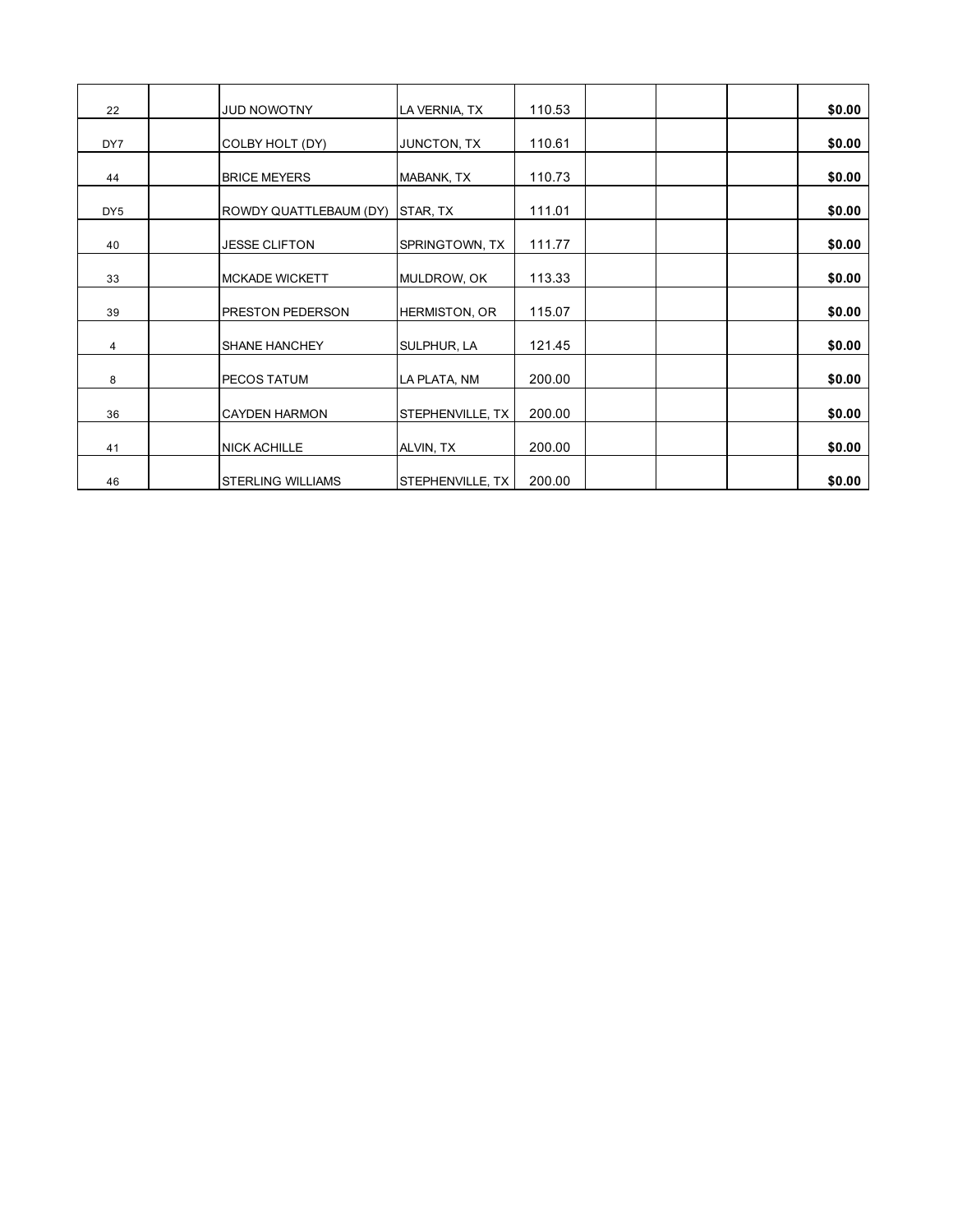| | | | | | | | | |
|---|---|---|---|---|---|---|---|---|
| 22 | | JUD NOWOTNY | LA VERNIA, TX | 110.53 | | | | **$0.00** |
| DY7 | | COLBY HOLT (DY) | JUNCTON, TX | 110.61 | | | | **$0.00** |
| 44 | | BRICE MEYERS | MABANK, TX | 110.73 | | | | **$0.00** |
| DY5 | | ROWDY QUATTLEBAUM (DY) | STAR, TX | 111.01 | | | | **$0.00** |
| 40 | | JESSE CLIFTON | SPRINGTOWN, TX | 111.77 | | | | **$0.00** |
| 33 | | MCKADE WICKETT | MULDROW, OK | 113.33 | | | | **$0.00** |
| 39 | | PRESTON PEDERSON | HERMISTON, OR | 115.07 | | | | **$0.00** |
| 4 | | SHANE HANCHEY | SULPHUR, LA | 121.45 | | | | **$0.00** |
| 8 | | PECOS TATUM | LA PLATA, NM | 200.00 | | | | **$0.00** |
| 36 | | CAYDEN HARMON | STEPHENVILLE, TX | 200.00 | | | | **$0.00** |
| 41 | | NICK ACHILLE | ALVIN, TX | 200.00 | | | | **$0.00** |
| 46 | | STERLING WILLIAMS | STEPHENVILLE, TX | 200.00 | | | | **$0.00** |